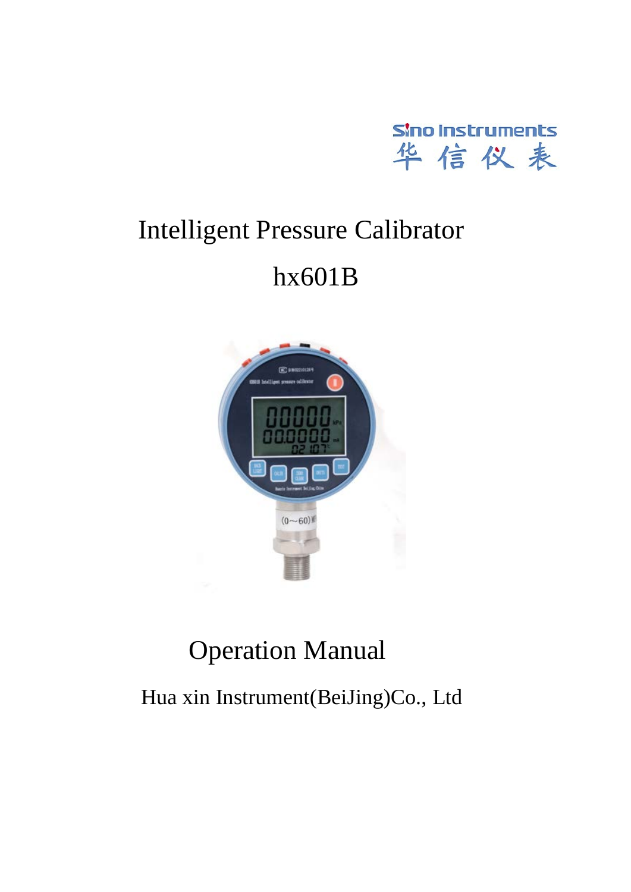Sino Instruments

华信仪表

# Intelligent Pressure Calibrator

# hx601B

# Operation Manual

Hua xin Instrument(BeiJing)Co., Ltd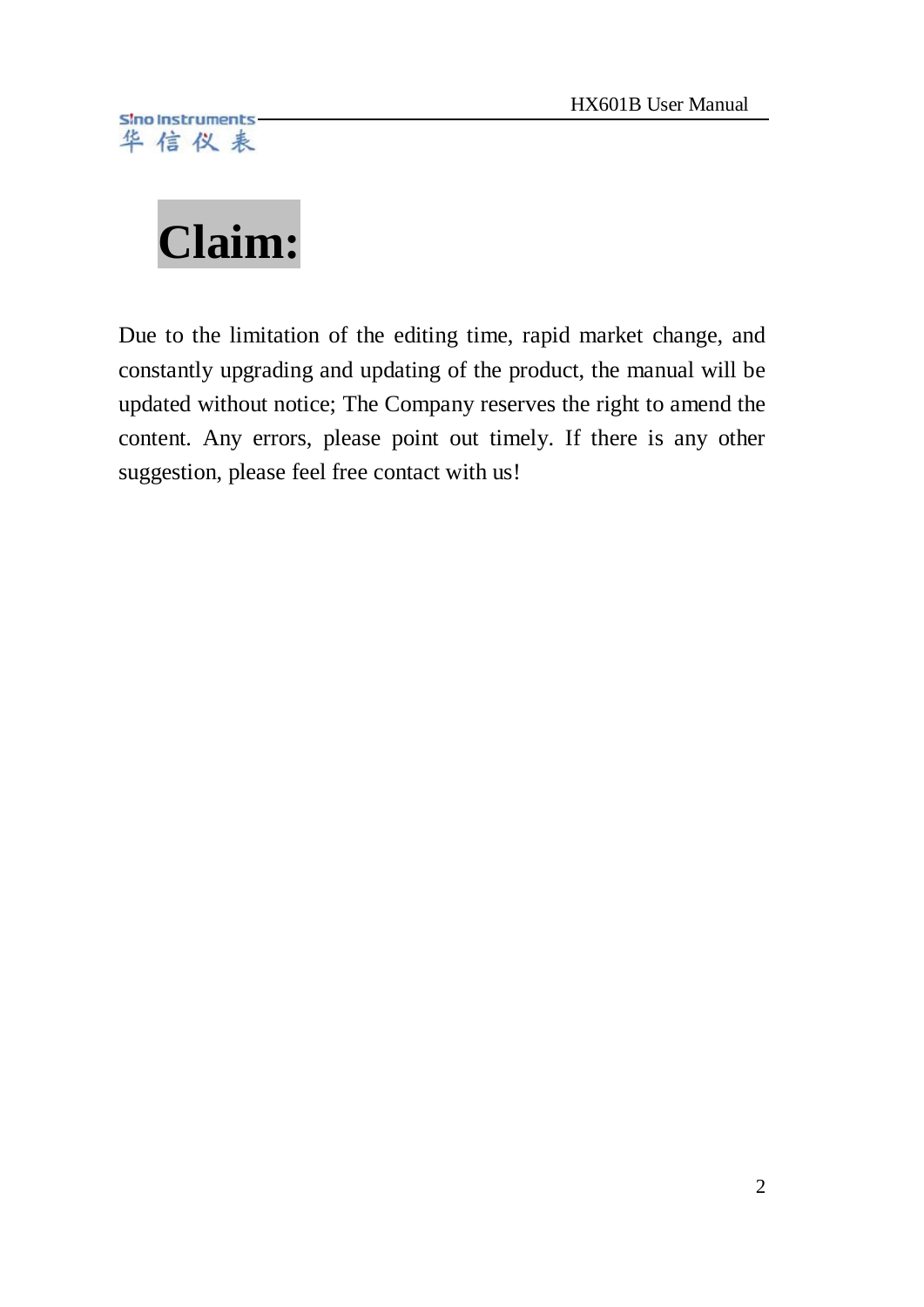# Claim:

Due to the limitation of the editing time, rapid market change, and constantly upgrading and updating of the product, the manual will be updated without notice; The Company reserves the right to amend the content. Any errors, please point out timely. If there is any other suggestion, please feel free contact with us!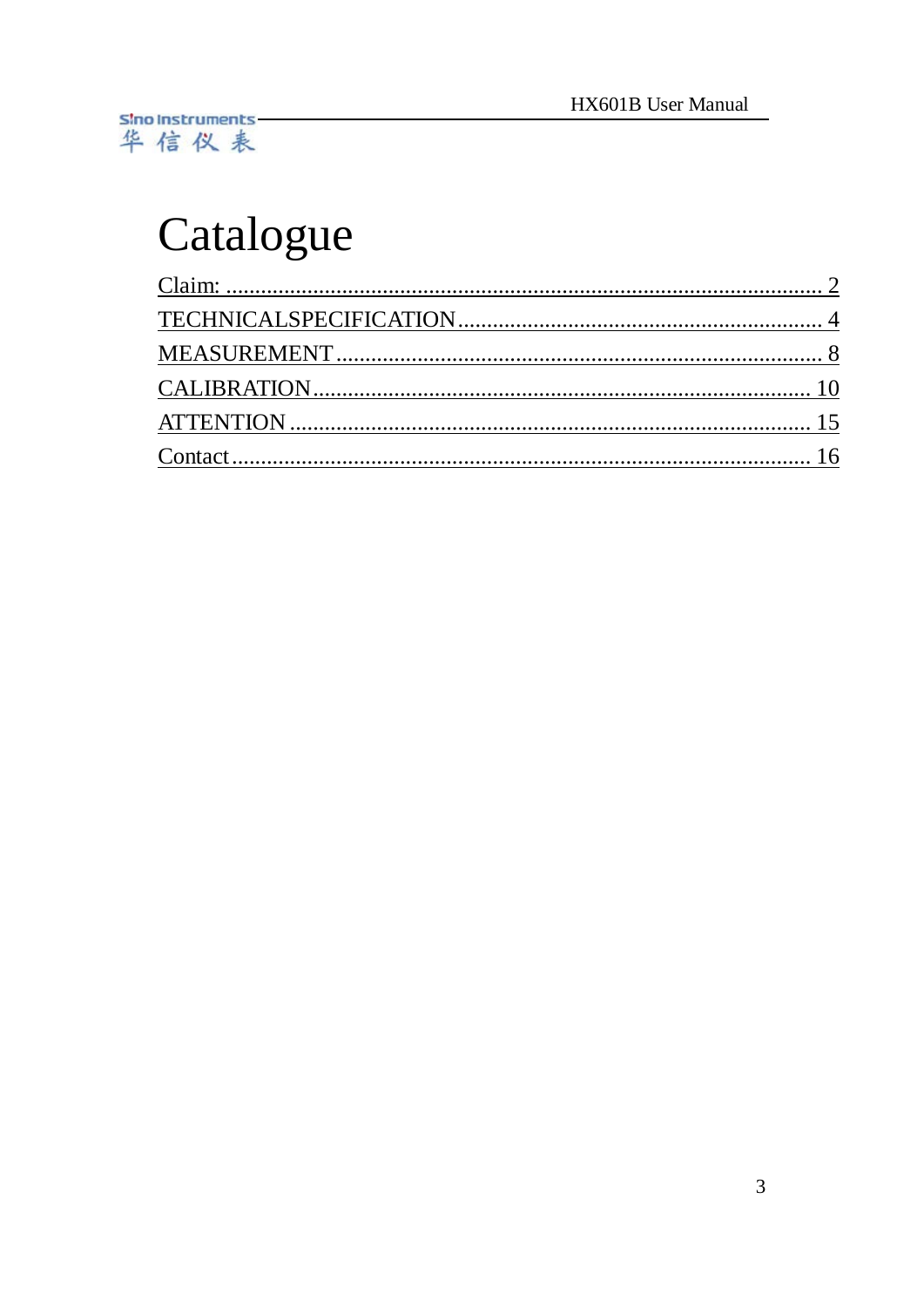# Catalogue

Claim: ........................................................................................................ 2

TECHNICALSPECIFICATION.............................................................. 4

MEASUREMENT..................................................................................... 8

CALIBRATION...................................................................................... 10

ATTENTION .......................................................................................... 15

Contact...................................................................................................... 16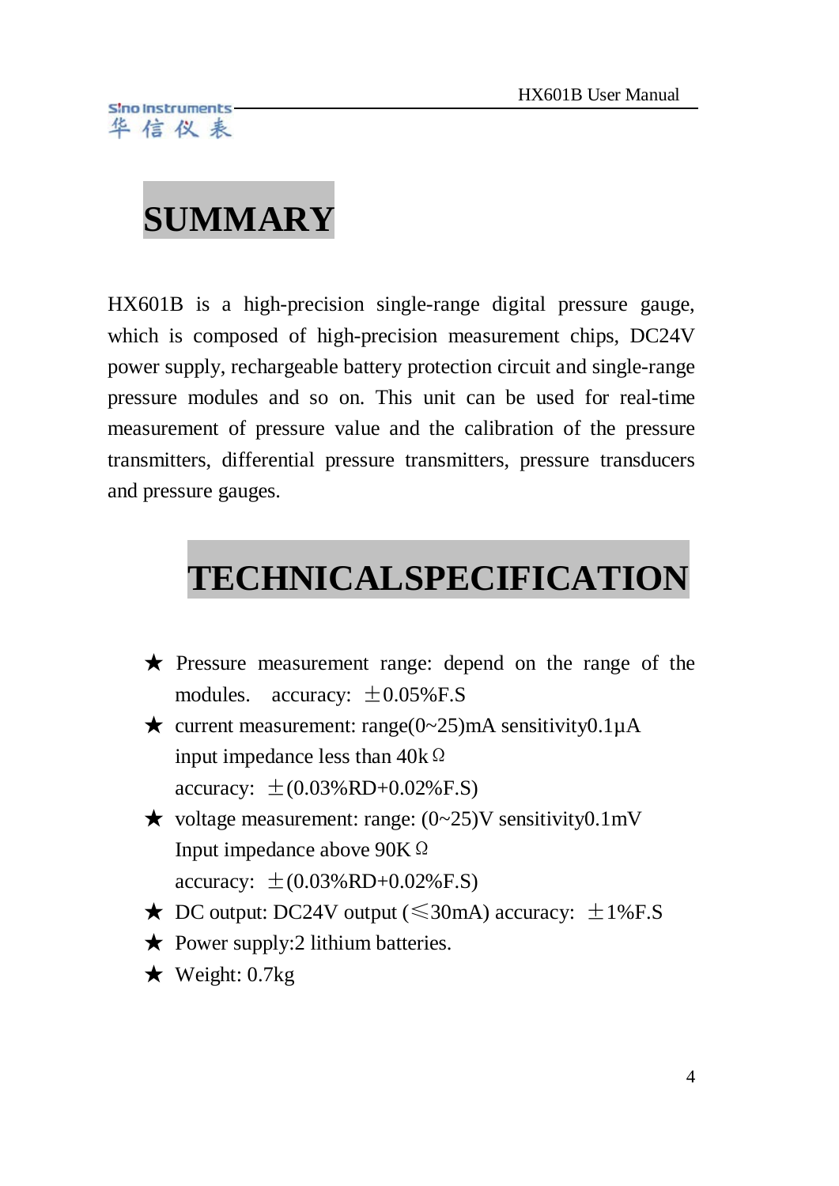# SUMMARY

HX601B is a high-precision single-range digital pressure gauge, which is composed of high-precision measurement chips, DC24V power supply, rechargeable battery protection circuit and single-range pressure modules and so on. This unit can be used for real-time measurement of pressure value and the calibration of the pressure transmitters, differential pressure transmitters, pressure transducers and pressure gauges.

# TECHNICALSPECIFICATION

★ Pressure measurement range: depend on the range of the modules. accuracy: ±0.05%F.S

★ current measurement: range(0~25)mA sensitivity0.1μA
input impedance less than 40kΩ
accuracy: ±(0.03%RD+0.02%F.S)

★ voltage measurement: range: (0~25)V sensitivity0.1mV
Input impedance above 90KΩ
accuracy: ±(0.03%RD+0.02%F.S)

★ DC output: DC24V output (≤30mA) accuracy: ±1%F.S

★ Power supply:2 lithium batteries.

★ Weight: 0.7kg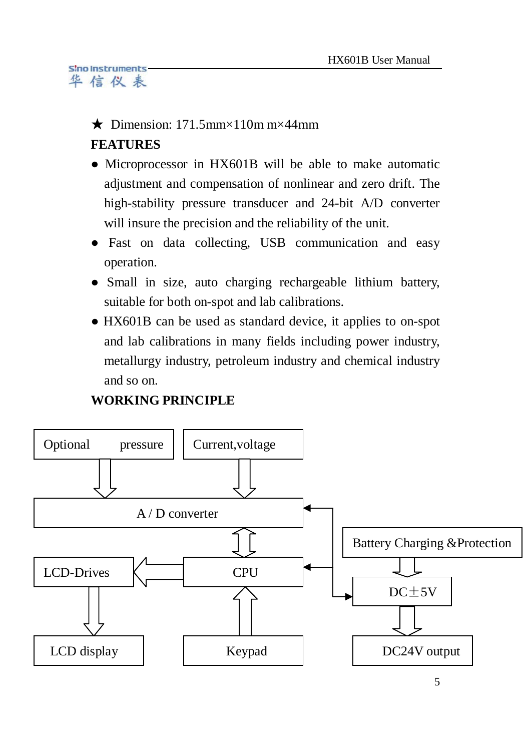★ Dimension: 171.5mm×110m m×44mm

**FEATURES**

- Microprocessor in HX601B will be able to make automatic adjustment and compensation of nonlinear and zero drift. The high-stability pressure transducer and 24-bit A/D converter will insure the precision and the reliability of the unit.
- Fast on data collecting, USB communication and easy operation.
- Small in size, auto charging rechargeable lithium battery, suitable for both on-spot and lab calibrations.
- HX601B can be used as standard device, it applies to on-spot and lab calibrations in many fields including power industry, metallurgy industry, petroleum industry and chemical industry and so on.

**WORKING PRINCIPLE**

Optional pressure

Current,voltage

A / D converter

Battery Charging &Protection

LCD-Drives

CPU

DC±5V

LCD display

Keypad

DC24V output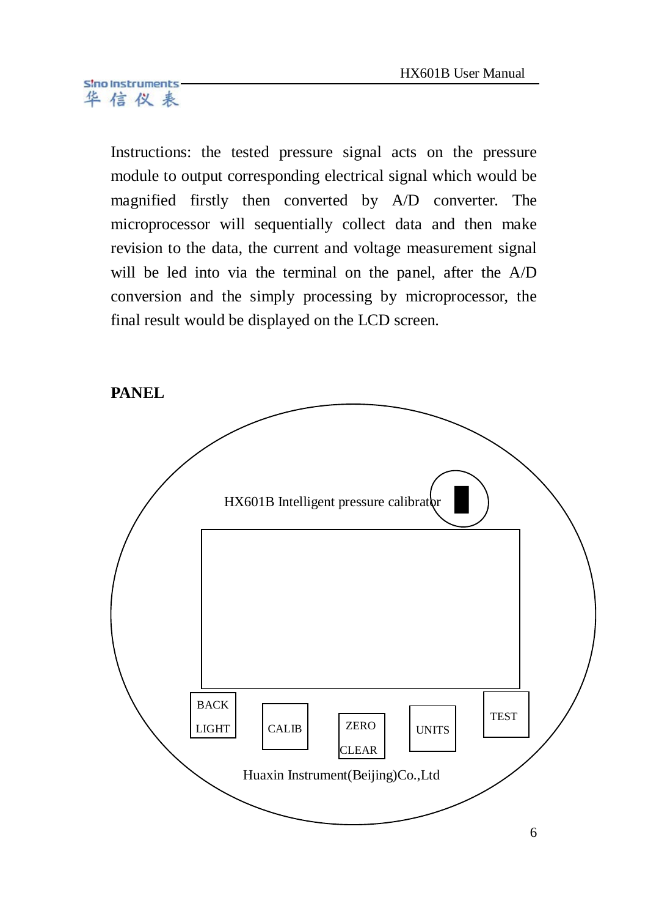Instructions: the tested pressure signal acts on the pressure module to output corresponding electrical signal which would be magnified firstly then converted by A/D converter. The microprocessor will sequentially collect data and then make revision to the data, the current and voltage measurement signal will be led into via the terminal on the panel, after the A/D conversion and the simply processing by microprocessor, the final result would be displayed on the LCD screen.

**PANEL**

HX601B Intelligent pressure calibrator

BACK LIGHT

CALIB

ZERO CLEAR

UNITS

TEST

Huaxin Instrument(Beijing)Co.,Ltd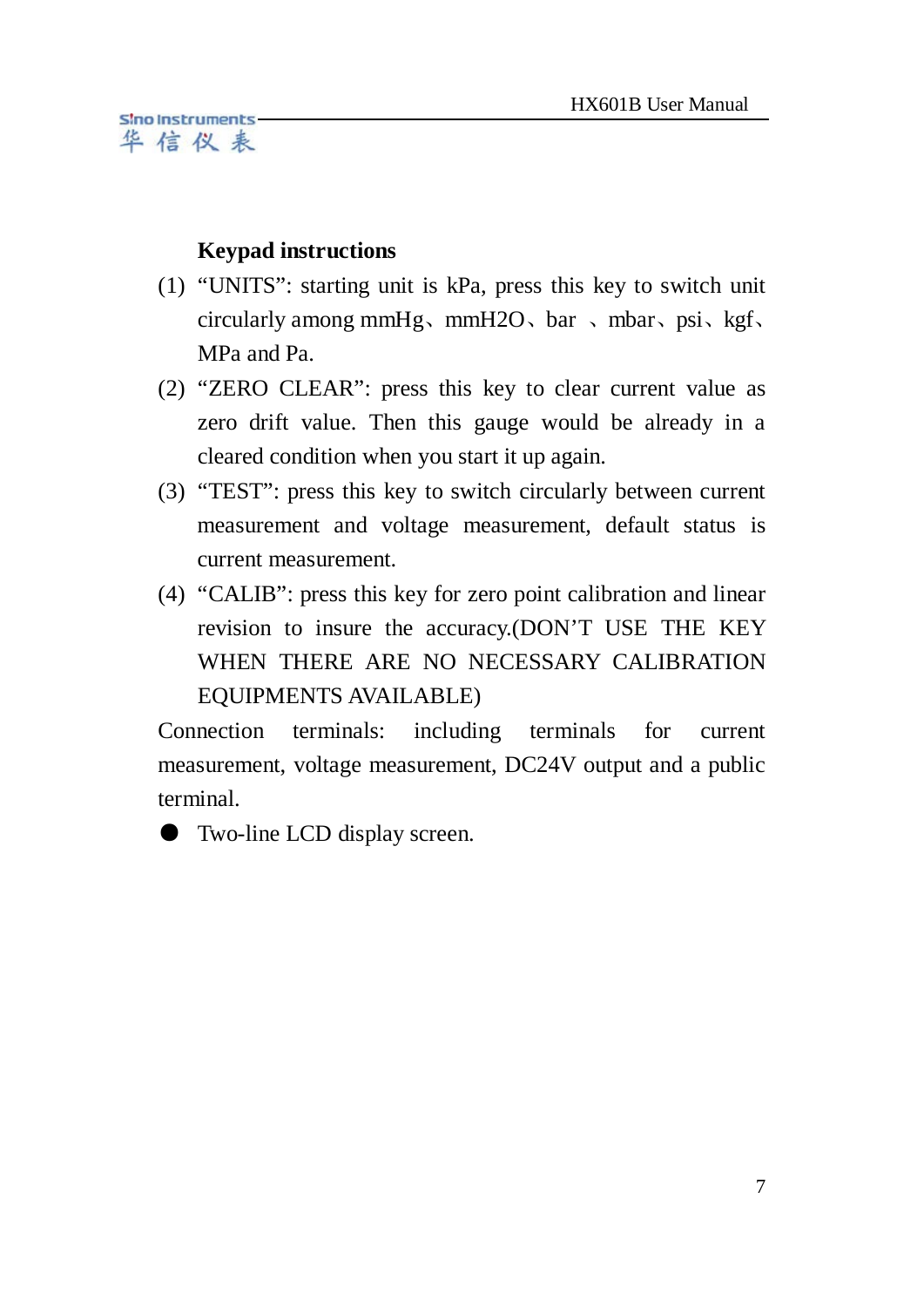**Keypad instructions**

(1) “UNITS”: starting unit is kPa, press this key to switch unit circularly among mmHg、mmH2O、bar 、mbar、psi、kgf、MPa and Pa.

(2) “ZERO CLEAR”: press this key to clear current value as zero drift value. Then this gauge would be already in a cleared condition when you start it up again.

(3) “TEST”: press this key to switch circularly between current measurement and voltage measurement, default status is current measurement.

(4) “CALIB”: press this key for zero point calibration and linear revision to insure the accuracy.(DON’T USE THE KEY WHEN THERE ARE NO NECESSARY CALIBRATION EQUIPMENTS AVAILABLE)

Connection terminals: including terminals for current measurement, voltage measurement, DC24V output and a public terminal.

- Two-line LCD display screen.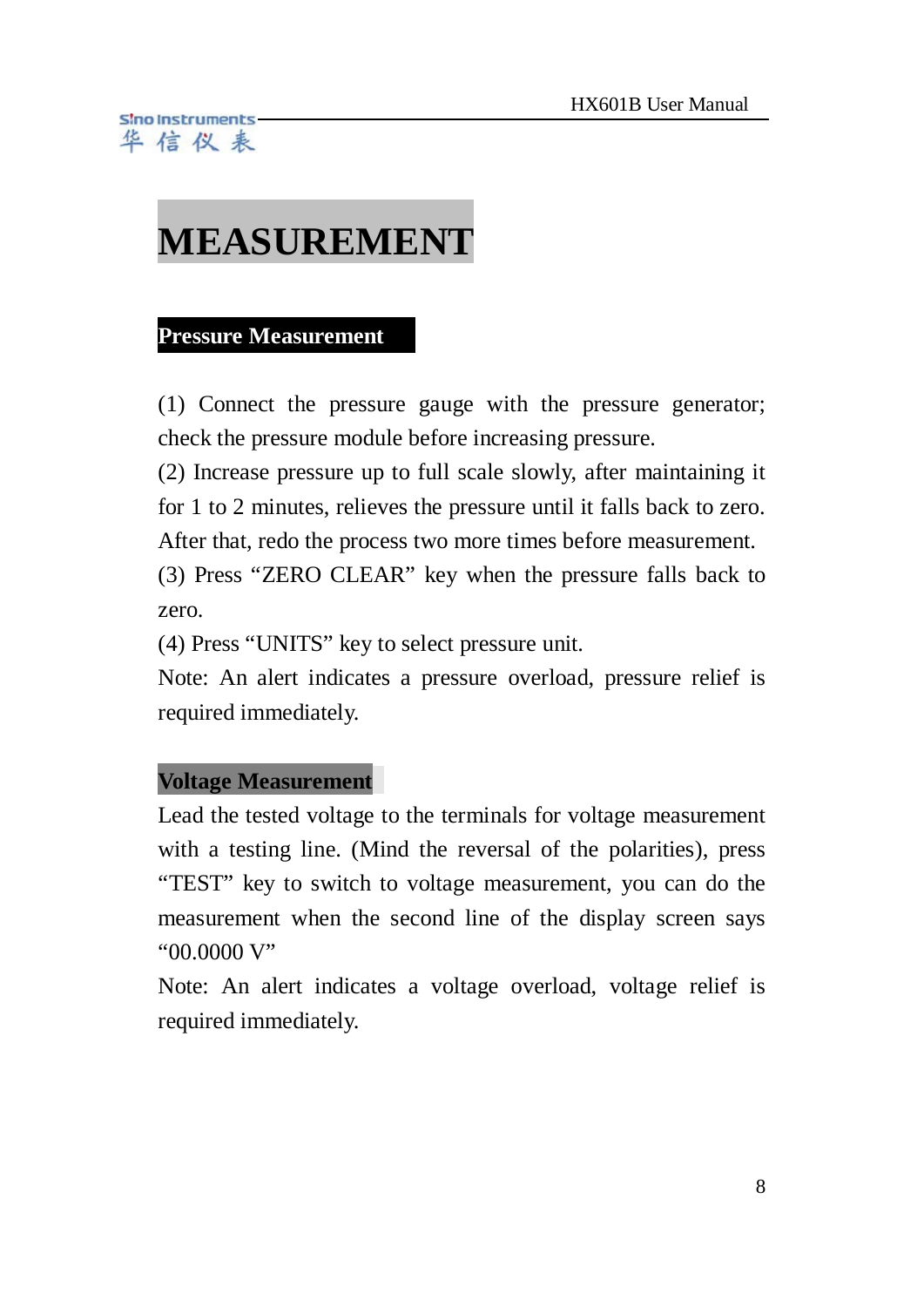# MEASUREMENT

## Pressure Measurement

(1) Connect the pressure gauge with the pressure generator; check the pressure module before increasing pressure.

(2) Increase pressure up to full scale slowly, after maintaining it for 1 to 2 minutes, relieves the pressure until it falls back to zero. After that, redo the process two more times before measurement.

(3) Press "ZERO CLEAR" key when the pressure falls back to zero.

(4) Press "UNITS" key to select pressure unit.

Note: An alert indicates a pressure overload, pressure relief is required immediately.

## Voltage Measurement

Lead the tested voltage to the terminals for voltage measurement with a testing line. (Mind the reversal of the polarities), press "TEST" key to switch to voltage measurement, you can do the measurement when the second line of the display screen says "00.0000 V"

Note: An alert indicates a voltage overload, voltage relief is required immediately.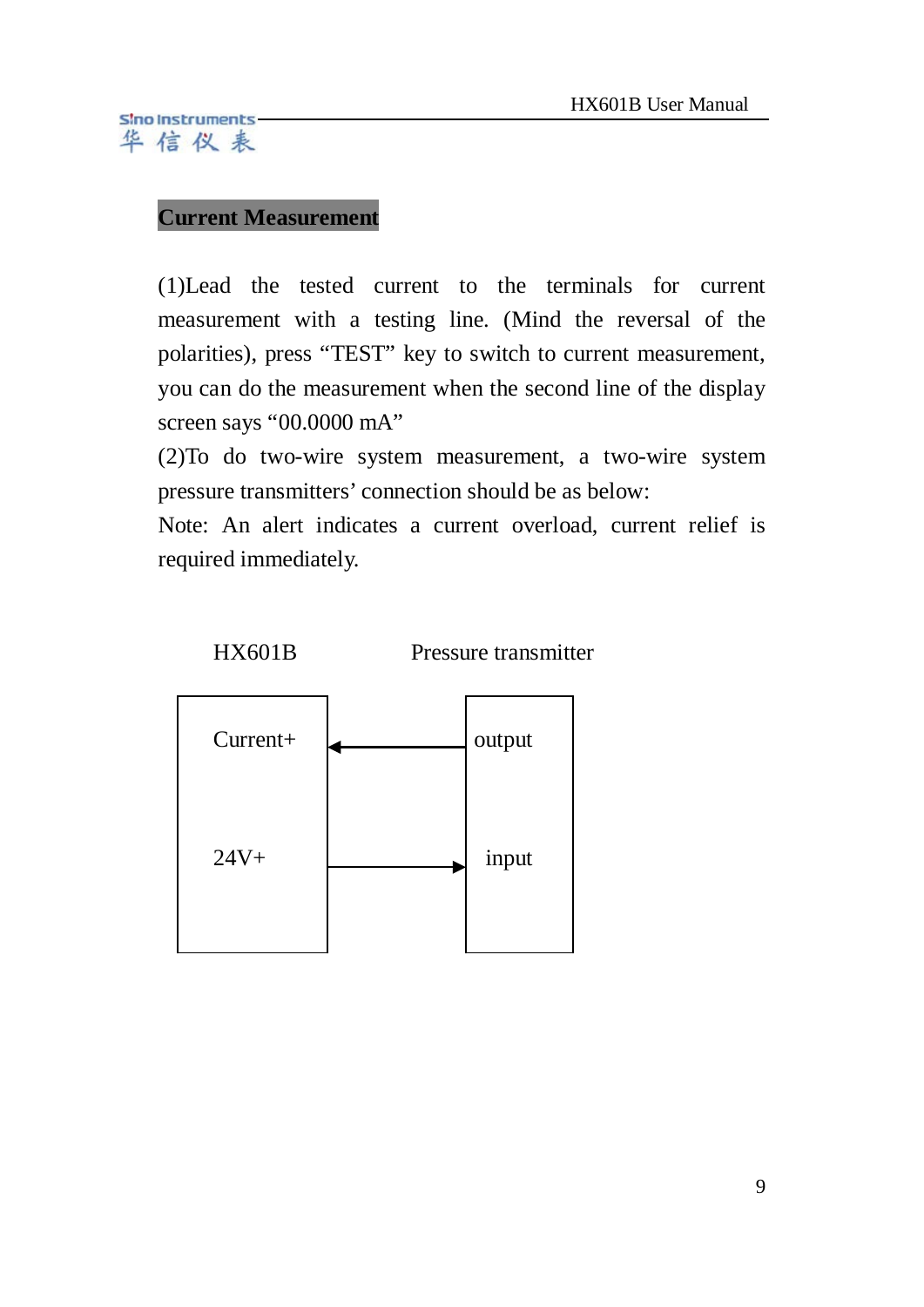## Current Measurement

(1)Lead the tested current to the terminals for current measurement with a testing line. (Mind the reversal of the polarities), press "TEST" key to switch to current measurement, you can do the measurement when the second line of the display screen says "00.0000 mA"

(2)To do two-wire system measurement, a two-wire system pressure transmitters' connection should be as below:

Note: An alert indicates a current overload, current relief is required immediately.

HX601B | Pressure transmitter

Current+ ← output

24V+ → input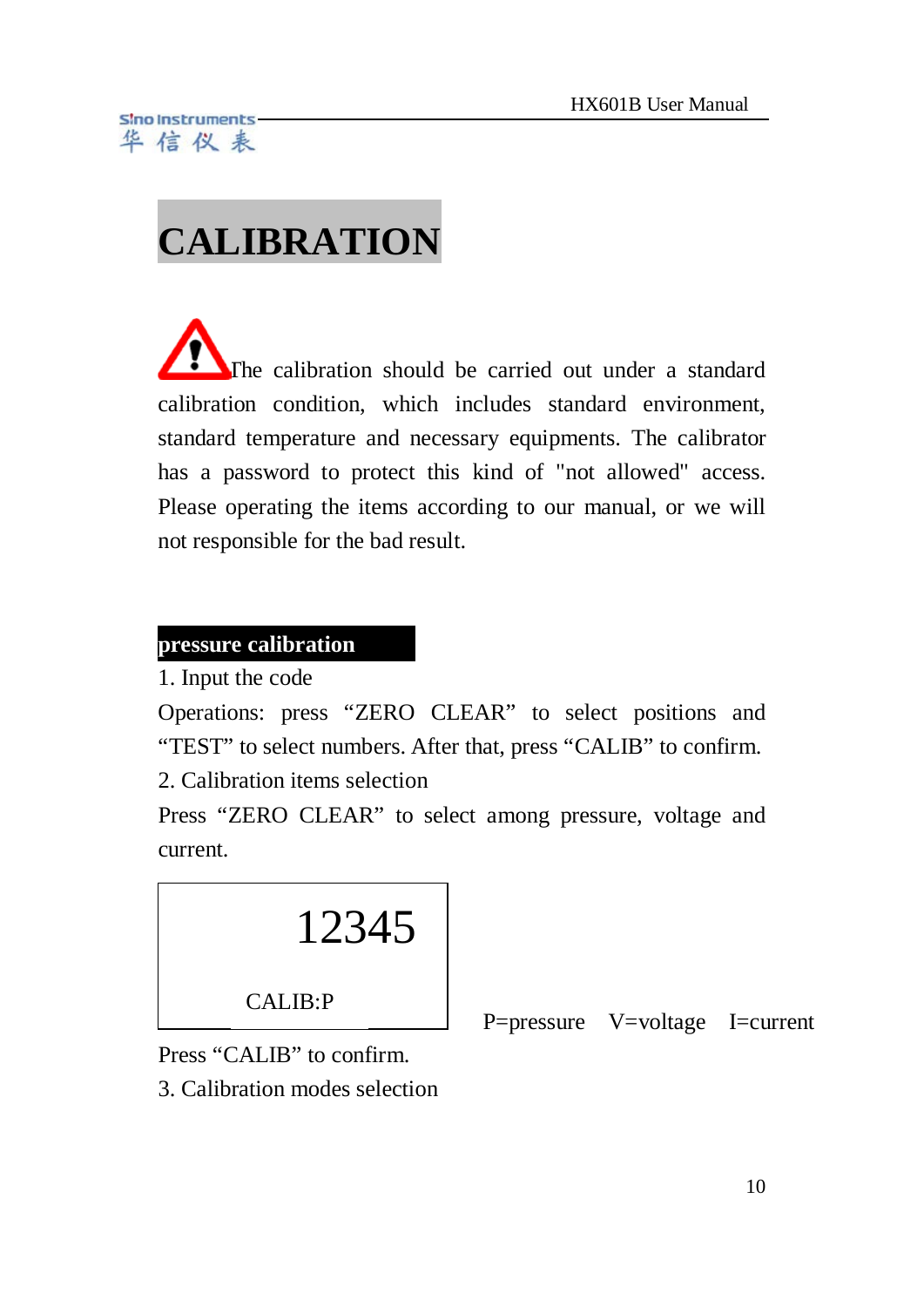# CALIBRATION

⚠ The calibration should be carried out under a standard calibration condition, which includes standard environment, standard temperature and necessary equipments. The calibrator has a password to protect this kind of "not allowed" access. Please operating the items according to our manual, or we will not responsible for the bad result.

## pressure calibration

1. Input the code

Operations: press “ZERO CLEAR” to select positions and “TEST” to select numbers. After that, press “CALIB” to confirm.

2. Calibration items selection

Press “ZERO CLEAR” to select among pressure, voltage and current.

```
        12345

      CALIB:P
```

P=pressure V=voltage I=current

Press “CALIB” to confirm.

3. Calibration modes selection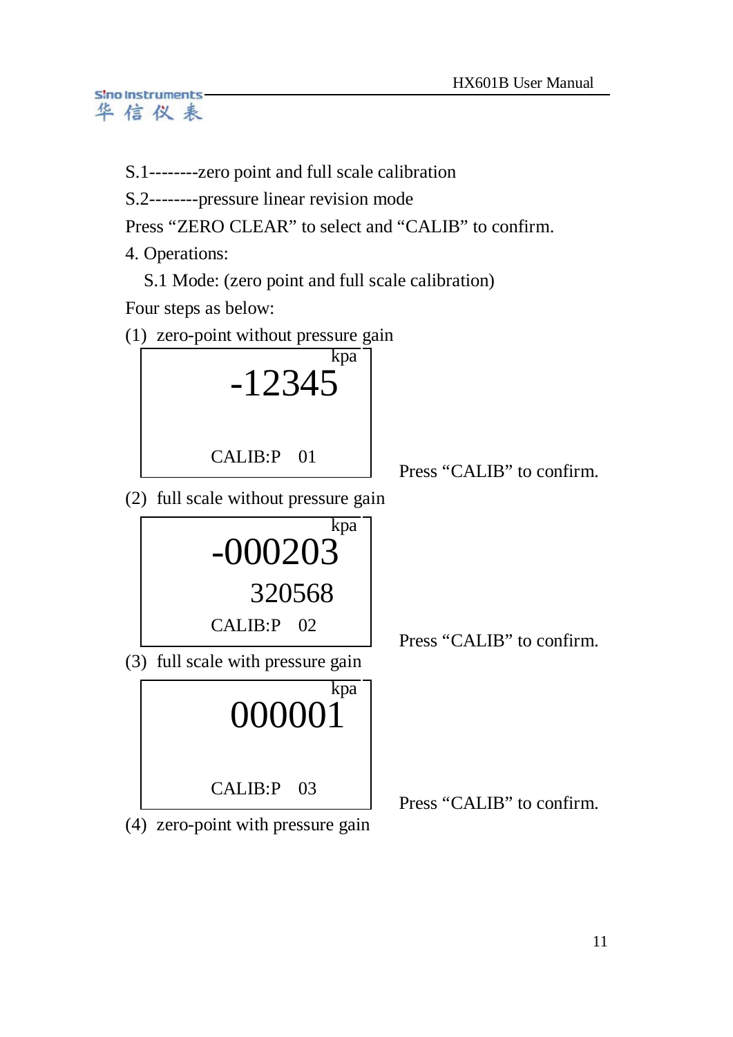S.1--------zero point and full scale calibration

S.2--------pressure linear revision mode

Press “ZERO CLEAR” to select and “CALIB” to confirm.

4. Operations:

S.1 Mode: (zero point and full scale calibration)

Four steps as below:

(1) zero-point without pressure gain

```
                kpa
      -12345

   CALIB:P   01
```

Press “CALIB” to confirm.

(2) full scale without pressure gain

```
                kpa
     -000203
       320568
   CALIB:P   02
```

Press “CALIB” to confirm.

(3) full scale with pressure gain

```
                kpa
      000001

   CALIB:P   03
```

Press “CALIB” to confirm.

(4) zero-point with pressure gain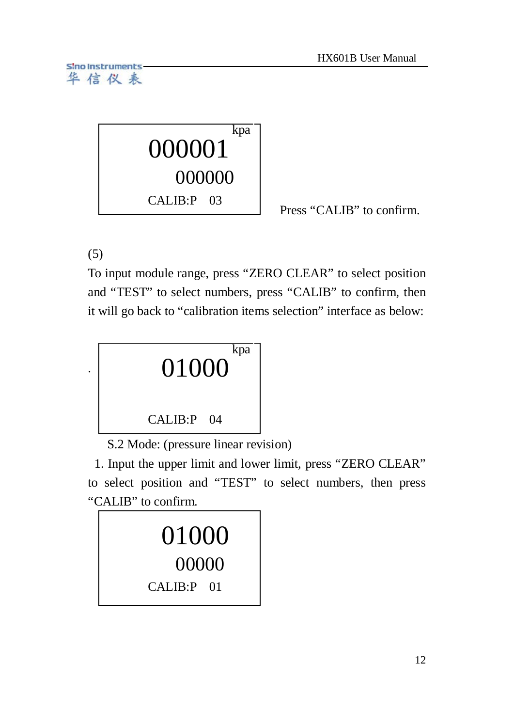```
                 kpa
    000001
      000000
CALIB:P   03
```

Press “CALIB” to confirm.

(5)

To input module range, press “ZERO CLEAR” to select position and “TEST” to select numbers, press “CALIB” to confirm, then it will go back to “calibration items selection” interface as below:

```
                 kpa
      01000

CALIB:P   04
```

S.2 Mode: (pressure linear revision)

1. Input the upper limit and lower limit, press “ZERO CLEAR” to select position and “TEST” to select numbers, then press “CALIB” to confirm.

```
      01000
       00000
CALIB:P   01
```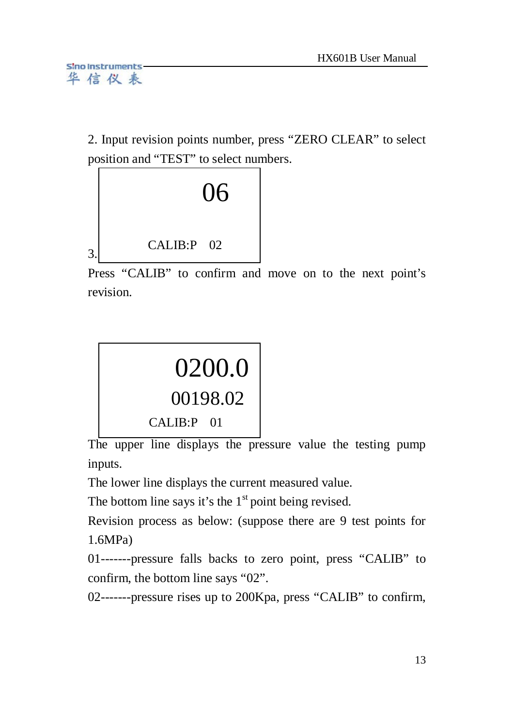2. Input revision points number, press “ZERO CLEAR” to select position and “TEST” to select numbers.

```
        06

   CALIB:P   02
```

3. Press “CALIB” to confirm and move on to the next point’s revision.

```
      0200.0
     00198.02
   CALIB:P   01
```

The upper line displays the pressure value the testing pump inputs.

The lower line displays the current measured value.

The bottom line says it’s the 1st point being revised.

Revision process as below: (suppose there are 9 test points for 1.6MPa)

01-------pressure falls backs to zero point, press “CALIB” to confirm, the bottom line says “02”.

02-------pressure rises up to 200Kpa, press “CALIB” to confirm,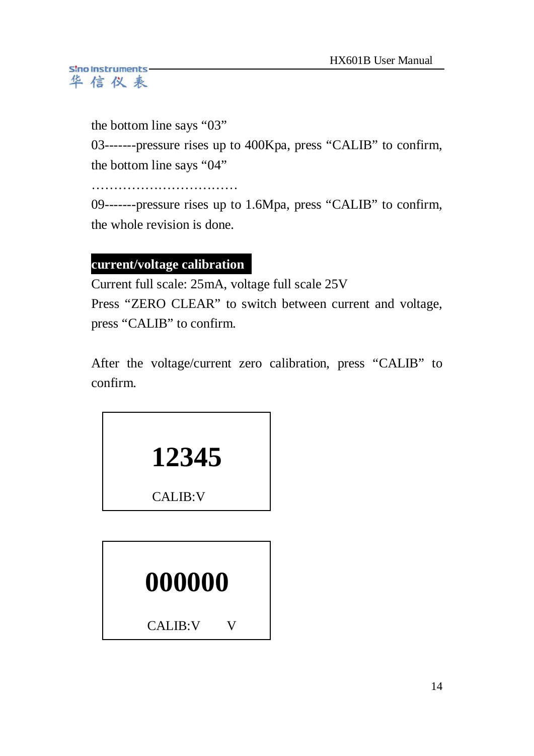the bottom line says "03"

03-------pressure rises up to 400Kpa, press "CALIB" to confirm, the bottom line says "04"

……………………………

09-------pressure rises up to 1.6Mpa, press "CALIB" to confirm, the whole revision is done.

## current/voltage calibration

Current full scale: 25mA, voltage full scale 25V

Press "ZERO CLEAR" to switch between current and voltage, press "CALIB" to confirm.

After the voltage/current zero calibration, press "CALIB" to confirm.

```
12345
CALIB:V
```

```
000000
CALIB:V      V
```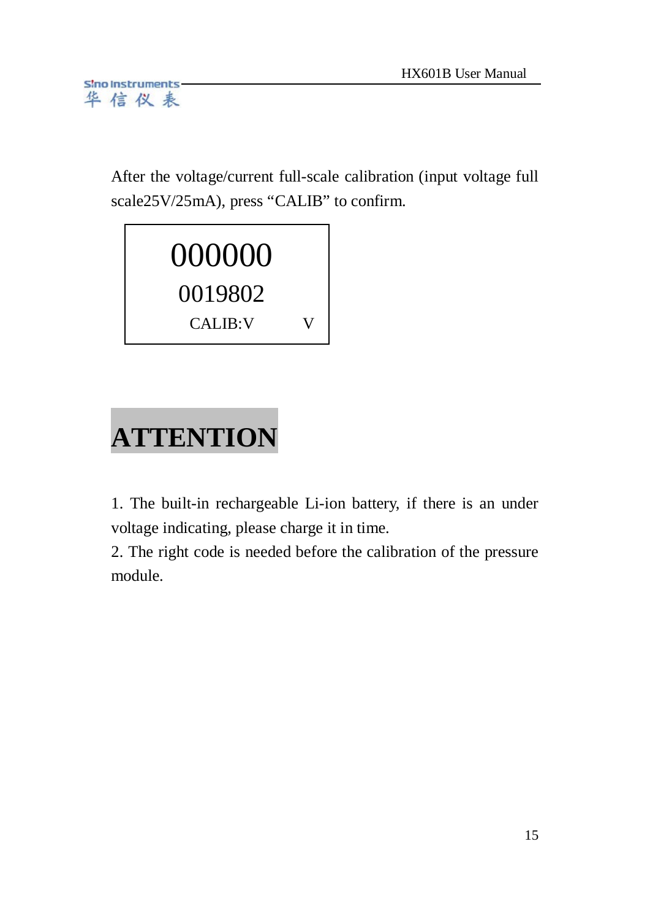After the voltage/current full-scale calibration (input voltage full scale25V/25mA), press “CALIB” to confirm.

```
000000
0019802
CALIB:V        V
```

## ATTENTION

1. The built-in rechargeable Li-ion battery, if there is an under voltage indicating, please charge it in time.
2. The right code is needed before the calibration of the pressure module.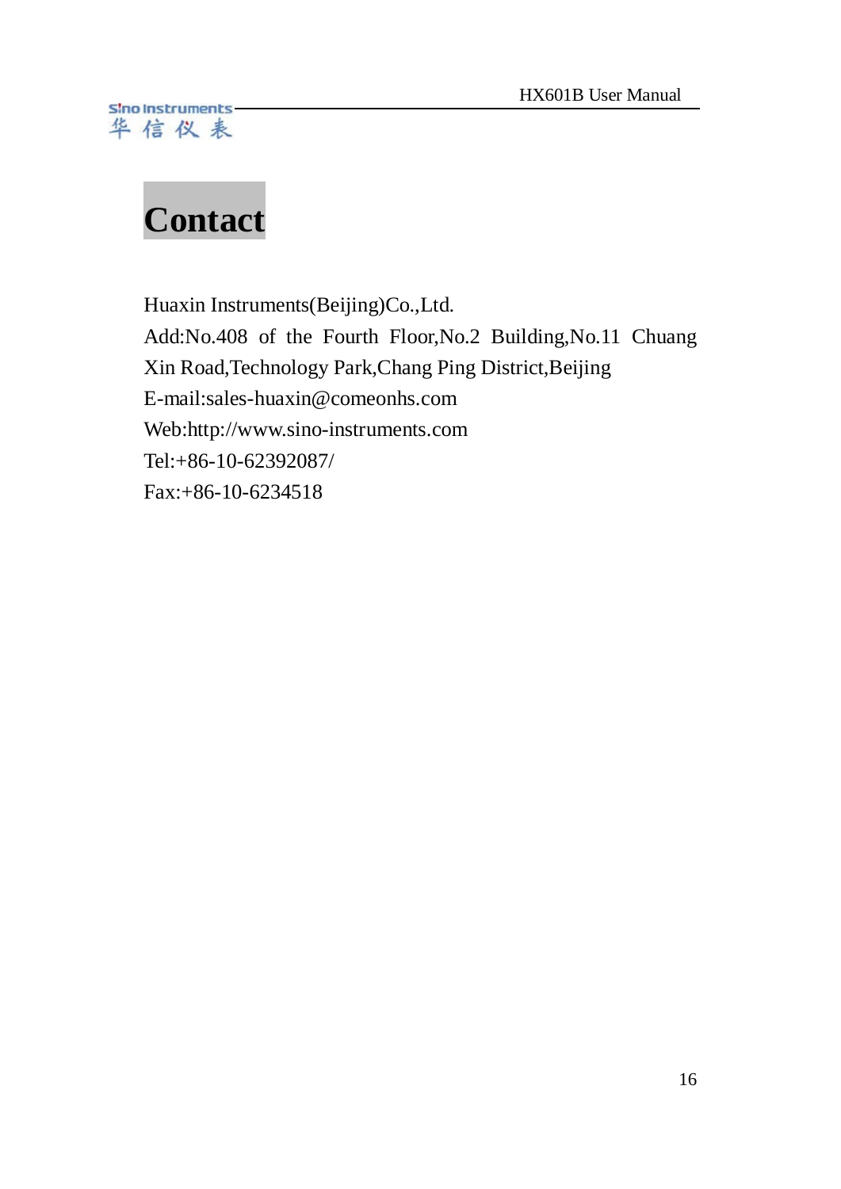# Contact

Huaxin Instruments(Beijing)Co.,Ltd.
Add:No.408 of the Fourth Floor,No.2 Building,No.11 Chuang Xin Road,Technology Park,Chang Ping District,Beijing
E-mail:sales-huaxin@comeonhs.com
Web:http://www.sino-instruments.com
Tel:+86-10-62392087/
Fax:+86-10-6234518